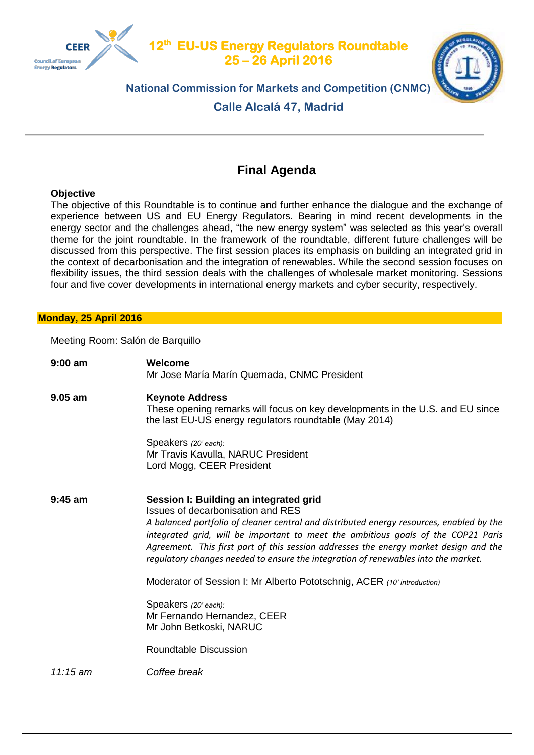# 12th EU-US Energy Regulators Roundtable
## 25 – 26 April 2016

**National Commission for Markets and Competition (CNMC)**

**Calle Alcalá 47, Madrid**

---

## Final Agenda

**Objective**

The objective of this Roundtable is to continue and further enhance the dialogue and the exchange of experience between US and EU Energy Regulators. Bearing in mind recent developments in the energy sector and the challenges ahead, "the new energy system" was selected as this year's overall theme for the joint roundtable. In the framework of the roundtable, different future challenges will be discussed from this perspective. The first session places its emphasis on building an integrated grid in the context of decarbonisation and the integration of renewables. While the second session focuses on flexibility issues, the third session deals with the challenges of wholesale market monitoring. Sessions four and five cover developments in international energy markets and cyber security, respectively.

**Monday, 25 April 2016**

Meeting Room: Salón de Barquillo

**9:00 am** — **Welcome**
Mr Jose María Marín Quemada, CNMC President

**9.05 am** — **Keynote Address**
These opening remarks will focus on key developments in the U.S. and EU since the last EU-US energy regulators roundtable (May 2014)

Speakers *(20' each):*
Mr Travis Kavulla, NARUC President
Lord Mogg, CEER President

**9:45 am** — **Session I: Building an integrated grid**
Issues of decarbonisation and RES
*A balanced portfolio of cleaner central and distributed energy resources, enabled by the integrated grid, will be important to meet the ambitious goals of the COP21 Paris Agreement. This first part of this session addresses the energy market design and the regulatory changes needed to ensure the integration of renewables into the market.*

Moderator of Session I: Mr Alberto Pototschnig, ACER *(10' introduction)*

Speakers *(20' each):*
Mr Fernando Hernandez, CEER
Mr John Betkoski, NARUC

Roundtable Discussion

*11:15 am* — *Coffee break*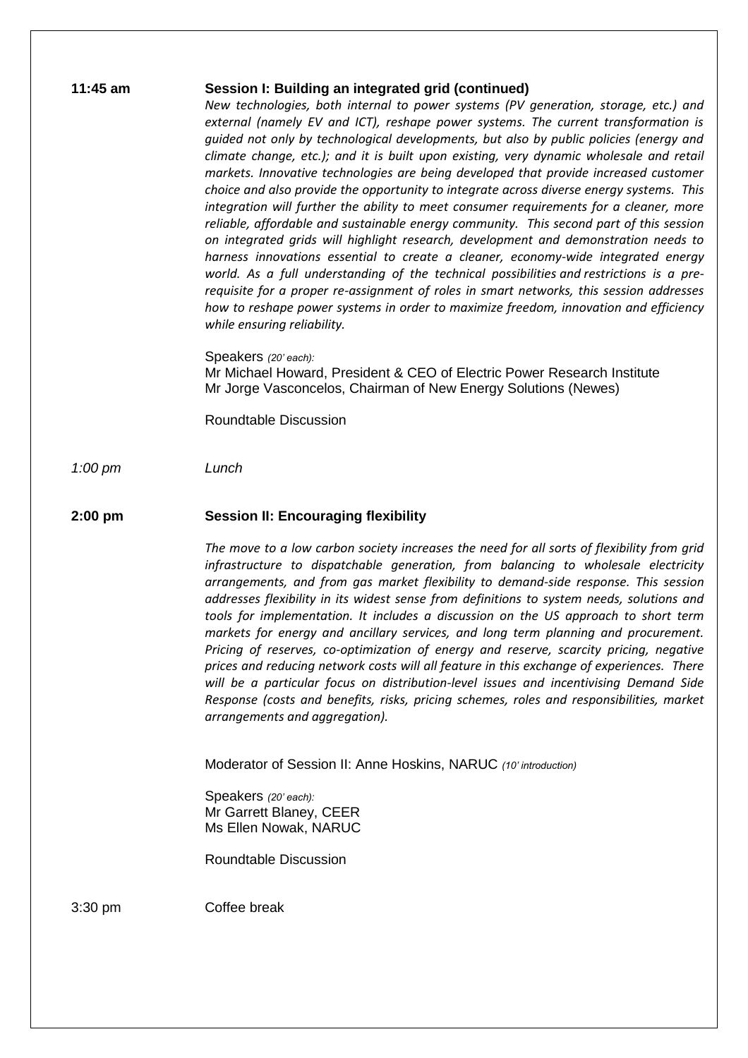**11:45 am** **Session I: Building an integrated grid (continued)**

*New technologies, both internal to power systems (PV generation, storage, etc.) and external (namely EV and ICT), reshape power systems. The current transformation is guided not only by technological developments, but also by public policies (energy and climate change, etc.); and it is built upon existing, very dynamic wholesale and retail markets. Innovative technologies are being developed that provide increased customer choice and also provide the opportunity to integrate across diverse energy systems. This integration will further the ability to meet consumer requirements for a cleaner, more reliable, affordable and sustainable energy community. This second part of this session on integrated grids will highlight research, development and demonstration needs to harness innovations essential to create a cleaner, economy-wide integrated energy world. As a full understanding of the technical possibilities and restrictions is a pre-requisite for a proper re-assignment of roles in smart networks, this session addresses how to reshape power systems in order to maximize freedom, innovation and efficiency while ensuring reliability.*

Speakers *(20' each):*
Mr Michael Howard, President & CEO of Electric Power Research Institute
Mr Jorge Vasconcelos, Chairman of New Energy Solutions (Newes)

Roundtable Discussion

*1:00 pm* *Lunch*

**2:00 pm** **Session II: Encouraging flexibility**

*The move to a low carbon society increases the need for all sorts of flexibility from grid infrastructure to dispatchable generation, from balancing to wholesale electricity arrangements, and from gas market flexibility to demand-side response. This session addresses flexibility in its widest sense from definitions to system needs, solutions and tools for implementation. It includes a discussion on the US approach to short term markets for energy and ancillary services, and long term planning and procurement. Pricing of reserves, co-optimization of energy and reserve, scarcity pricing, negative prices and reducing network costs will all feature in this exchange of experiences. There will be a particular focus on distribution-level issues and incentivising Demand Side Response (costs and benefits, risks, pricing schemes, roles and responsibilities, market arrangements and aggregation).*

Moderator of Session II: Anne Hoskins, NARUC *(10' introduction)*

Speakers *(20' each):*
Mr Garrett Blaney, CEER
Ms Ellen Nowak, NARUC

Roundtable Discussion

3:30 pm Coffee break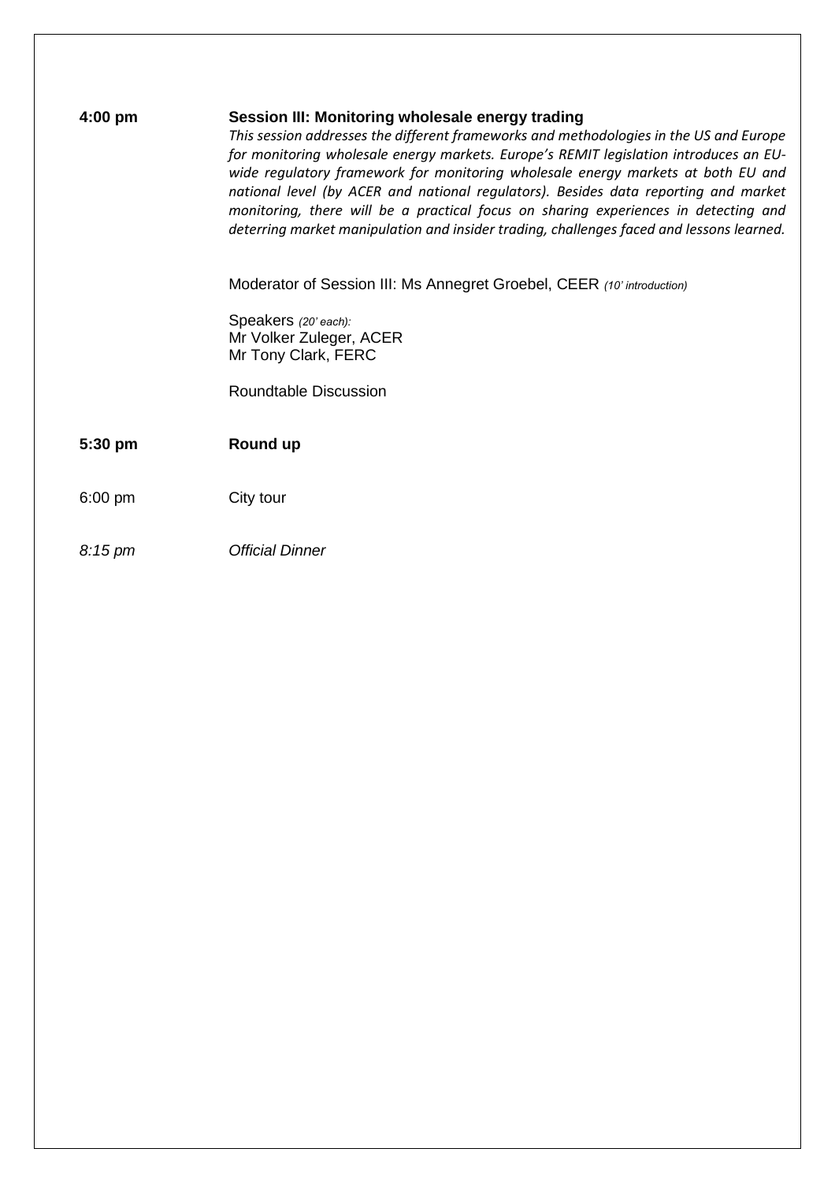**4:00 pm** **Session III: Monitoring wholesale energy trading**

*This session addresses the different frameworks and methodologies in the US and Europe for monitoring wholesale energy markets. Europe's REMIT legislation introduces an EU-wide regulatory framework for monitoring wholesale energy markets at both EU and national level (by ACER and national regulators). Besides data reporting and market monitoring, there will be a practical focus on sharing experiences in detecting and deterring market manipulation and insider trading, challenges faced and lessons learned.*

Moderator of Session III: Ms Annegret Groebel, CEER *(10' introduction)*

Speakers *(20' each):*
Mr Volker Zuleger, ACER
Mr Tony Clark, FERC

Roundtable Discussion

**5:30 pm** **Round up**

6:00 pm City tour

*8:15 pm* *Official Dinner*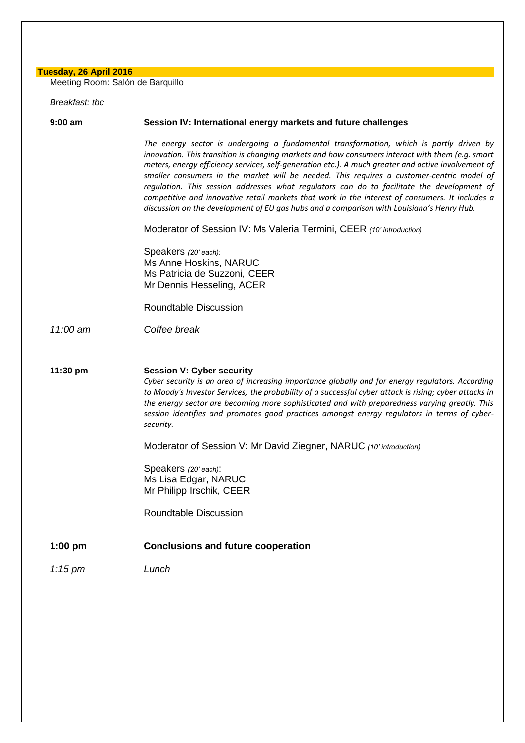**Tuesday, 26 April 2016**

Meeting Room: Salón de Barquillo

*Breakfast: tbc*

**9:00 am** **Session IV: International energy markets and future challenges**

*The energy sector is undergoing a fundamental transformation, which is partly driven by innovation. This transition is changing markets and how consumers interact with them (e.g. smart meters, energy efficiency services, self-generation etc.). A much greater and active involvement of smaller consumers in the market will be needed. This requires a customer-centric model of regulation. This session addresses what regulators can do to facilitate the development of competitive and innovative retail markets that work in the interest of consumers. It includes a discussion on the development of EU gas hubs and a comparison with Louisiana's Henry Hub.*

Moderator of Session IV: Ms Valeria Termini, CEER *(10' introduction)*

Speakers *(20' each):*
Ms Anne Hoskins, NARUC
Ms Patricia de Suzzoni, CEER
Mr Dennis Hesseling, ACER

Roundtable Discussion

*11:00 am* *Coffee break*

**11:30 pm** **Session V: Cyber security**

*Cyber security is an area of increasing importance globally and for energy regulators. According to Moody's Investor Services, the probability of a successful cyber attack is rising; cyber attacks in the energy sector are becoming more sophisticated and with preparedness varying greatly. This session identifies and promotes good practices amongst energy regulators in terms of cyber-security.*

Moderator of Session V: Mr David Ziegner, NARUC *(10' introduction)*

Speakers *(20' each)*:
Ms Lisa Edgar, NARUC
Mr Philipp Irschik, CEER

Roundtable Discussion

**1:00 pm** **Conclusions and future cooperation**

*1:15 pm* *Lunch*